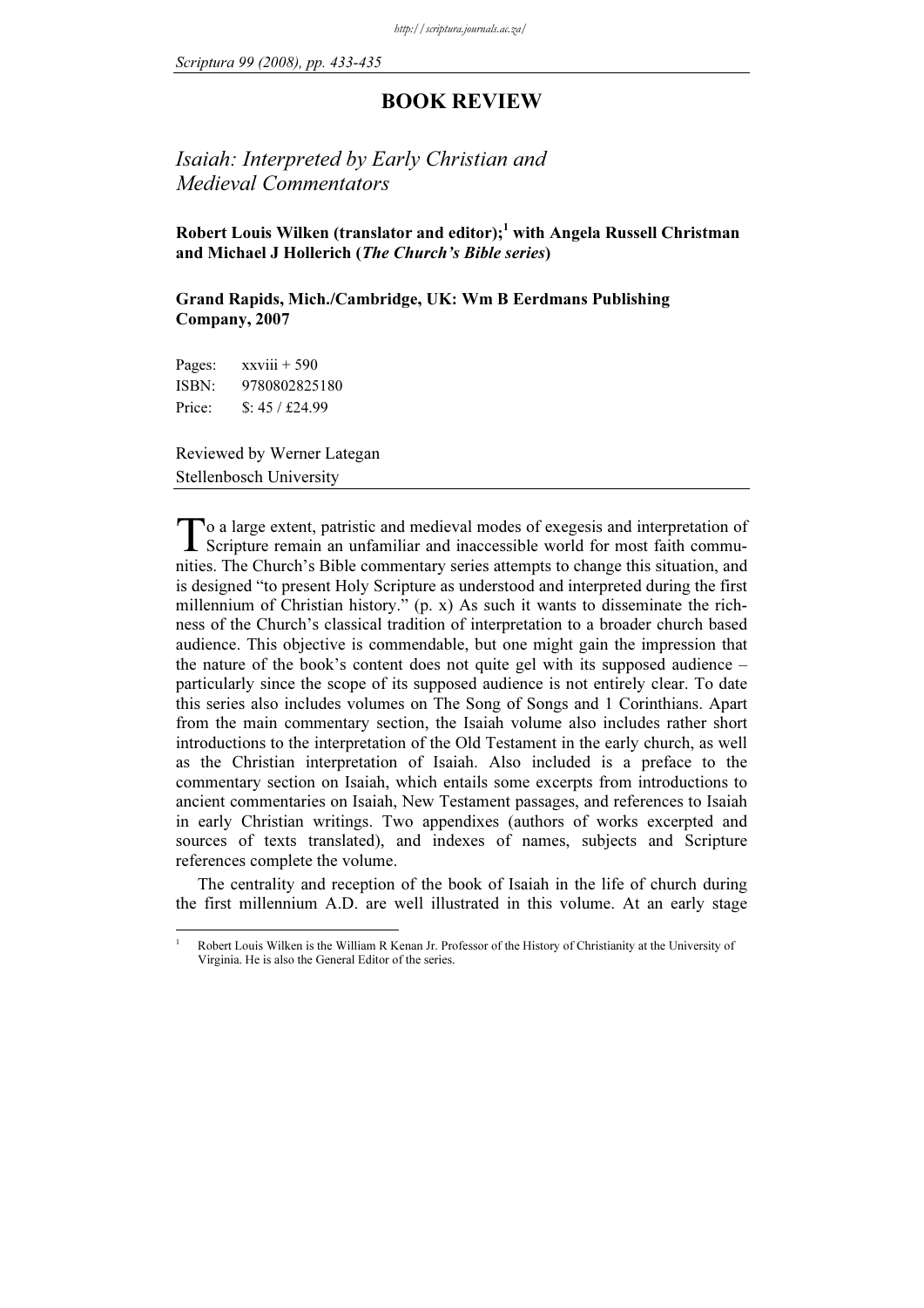# BOOK REVIEW

## *Isaiah: Interpreted by Early Christian and Medieval Commentators*

**Robert Louis Wilken (translator and editor);[1] with Angela Russell Christman and Michael J Hollerich (*The Church's Bible series*)**

**Grand Rapids, Mich./Cambridge, UK: Wm B Eerdmans Publishing Company, 2007**

Pages: xxviii + 590
ISBN: 9780802825180
Price: $: 45 / £24.99

Reviewed by Werner Lategan
Stellenbosch University

---

To a large extent, patristic and medieval modes of exegesis and interpretation of Scripture remain an unfamiliar and inaccessible world for most faith communities. The Church's Bible commentary series attempts to change this situation, and is designed "to present Holy Scripture as understood and interpreted during the first millennium of Christian history." (p. x) As such it wants to disseminate the richness of the Church's classical tradition of interpretation to a broader church based audience. This objective is commendable, but one might gain the impression that the nature of the book's content does not quite gel with its supposed audience – particularly since the scope of its supposed audience is not entirely clear. To date this series also includes volumes on The Song of Songs and 1 Corinthians. Apart from the main commentary section, the Isaiah volume also includes rather short introductions to the interpretation of the Old Testament in the early church, as well as the Christian interpretation of Isaiah. Also included is a preface to the commentary section on Isaiah, which entails some excerpts from introductions to ancient commentaries on Isaiah, New Testament passages, and references to Isaiah in early Christian writings. Two appendixes (authors of works excerpted and sources of texts translated), and indexes of names, subjects and Scripture references complete the volume.

The centrality and reception of the book of Isaiah in the life of church during the first millennium A.D. are well illustrated in this volume. At an early stage

---

[1] Robert Louis Wilken is the William R Kenan Jr. Professor of the History of Christianity at the University of Virginia. He is also the General Editor of the series.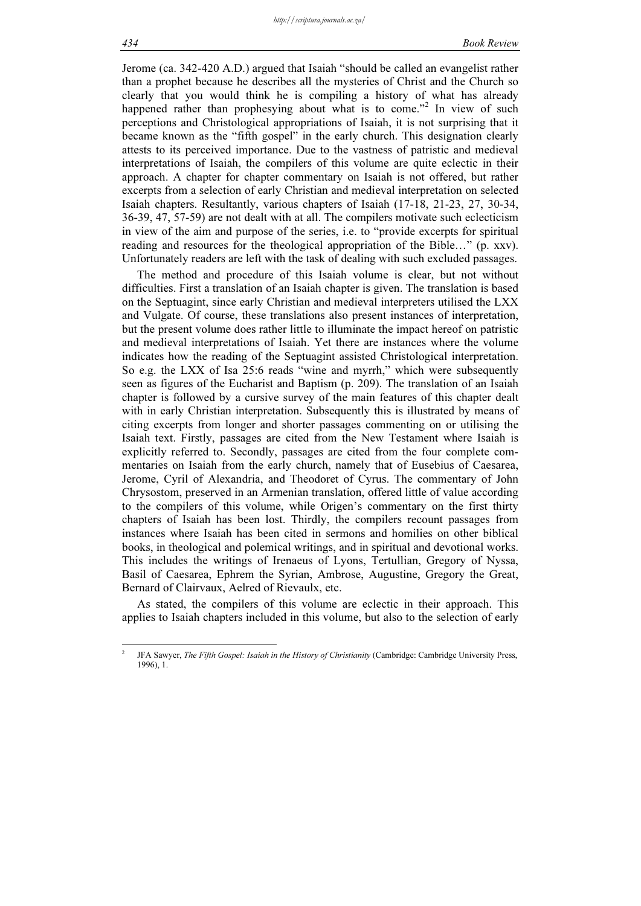Jerome (ca. 342-420 A.D.) argued that Isaiah "should be called an evangelist rather than a prophet because he describes all the mysteries of Christ and the Church so clearly that you would think he is compiling a history of what has already happened rather than prophesying about what is to come."[2] In view of such perceptions and Christological appropriations of Isaiah, it is not surprising that it became known as the "fifth gospel" in the early church. This designation clearly attests to its perceived importance. Due to the vastness of patristic and medieval interpretations of Isaiah, the compilers of this volume are quite eclectic in their approach. A chapter for chapter commentary on Isaiah is not offered, but rather excerpts from a selection of early Christian and medieval interpretation on selected Isaiah chapters. Resultantly, various chapters of Isaiah (17-18, 21-23, 27, 30-34, 36-39, 47, 57-59) are not dealt with at all. The compilers motivate such eclecticism in view of the aim and purpose of the series, i.e. to "provide excerpts for spiritual reading and resources for the theological appropriation of the Bible…" (p. xxv). Unfortunately readers are left with the task of dealing with such excluded passages.

The method and procedure of this Isaiah volume is clear, but not without difficulties. First a translation of an Isaiah chapter is given. The translation is based on the Septuagint, since early Christian and medieval interpreters utilised the LXX and Vulgate. Of course, these translations also present instances of interpretation, but the present volume does rather little to illuminate the impact hereof on patristic and medieval interpretations of Isaiah. Yet there are instances where the volume indicates how the reading of the Septuagint assisted Christological interpretation. So e.g. the LXX of Isa 25:6 reads "wine and myrrh," which were subsequently seen as figures of the Eucharist and Baptism (p. 209). The translation of an Isaiah chapter is followed by a cursive survey of the main features of this chapter dealt with in early Christian interpretation. Subsequently this is illustrated by means of citing excerpts from longer and shorter passages commenting on or utilising the Isaiah text. Firstly, passages are cited from the New Testament where Isaiah is explicitly referred to. Secondly, passages are cited from the four complete commentaries on Isaiah from the early church, namely that of Eusebius of Caesarea, Jerome, Cyril of Alexandria, and Theodoret of Cyrus. The commentary of John Chrysostom, preserved in an Armenian translation, offered little of value according to the compilers of this volume, while Origen's commentary on the first thirty chapters of Isaiah has been lost. Thirdly, the compilers recount passages from instances where Isaiah has been cited in sermons and homilies on other biblical books, in theological and polemical writings, and in spiritual and devotional works. This includes the writings of Irenaeus of Lyons, Tertullian, Gregory of Nyssa, Basil of Caesarea, Ephrem the Syrian, Ambrose, Augustine, Gregory the Great, Bernard of Clairvaux, Aelred of Rievaulx, etc.

As stated, the compilers of this volume are eclectic in their approach. This applies to Isaiah chapters included in this volume, but also to the selection of early

[2] JFA Sawyer, *The Fifth Gospel: Isaiah in the History of Christianity* (Cambridge: Cambridge University Press, 1996), 1.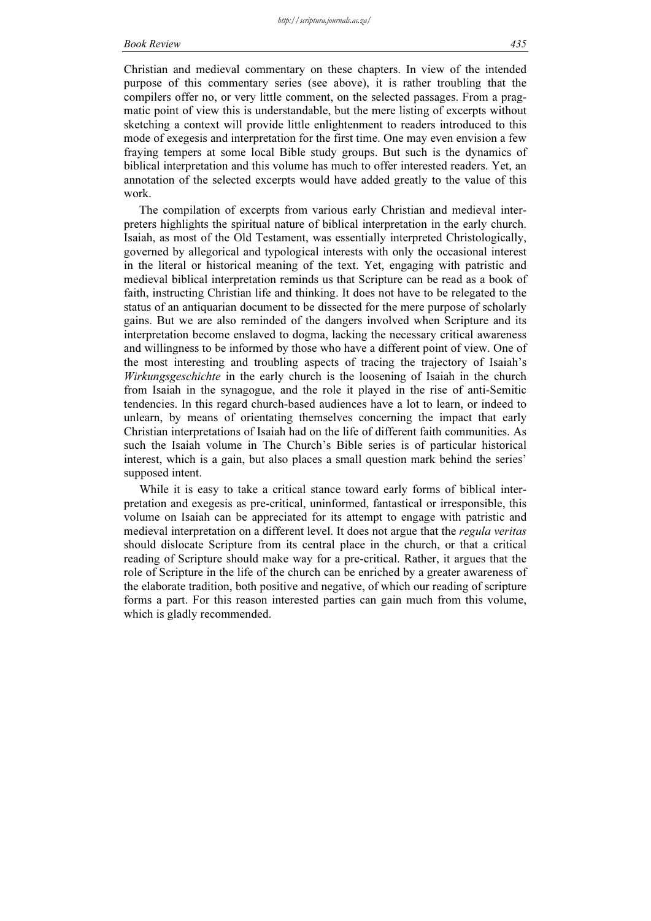Christian and medieval commentary on these chapters. In view of the intended purpose of this commentary series (see above), it is rather troubling that the compilers offer no, or very little comment, on the selected passages. From a pragmatic point of view this is understandable, but the mere listing of excerpts without sketching a context will provide little enlightenment to readers introduced to this mode of exegesis and interpretation for the first time. One may even envision a few fraying tempers at some local Bible study groups. But such is the dynamics of biblical interpretation and this volume has much to offer interested readers. Yet, an annotation of the selected excerpts would have added greatly to the value of this work.

The compilation of excerpts from various early Christian and medieval interpreters highlights the spiritual nature of biblical interpretation in the early church. Isaiah, as most of the Old Testament, was essentially interpreted Christologically, governed by allegorical and typological interests with only the occasional interest in the literal or historical meaning of the text. Yet, engaging with patristic and medieval biblical interpretation reminds us that Scripture can be read as a book of faith, instructing Christian life and thinking. It does not have to be relegated to the status of an antiquarian document to be dissected for the mere purpose of scholarly gains. But we are also reminded of the dangers involved when Scripture and its interpretation become enslaved to dogma, lacking the necessary critical awareness and willingness to be informed by those who have a different point of view. One of the most interesting and troubling aspects of tracing the trajectory of Isaiah's *Wirkungsgeschichte* in the early church is the loosening of Isaiah in the church from Isaiah in the synagogue, and the role it played in the rise of anti-Semitic tendencies. In this regard church-based audiences have a lot to learn, or indeed to unlearn, by means of orientating themselves concerning the impact that early Christian interpretations of Isaiah had on the life of different faith communities. As such the Isaiah volume in The Church's Bible series is of particular historical interest, which is a gain, but also places a small question mark behind the series' supposed intent.

While it is easy to take a critical stance toward early forms of biblical interpretation and exegesis as pre-critical, uninformed, fantastical or irresponsible, this volume on Isaiah can be appreciated for its attempt to engage with patristic and medieval interpretation on a different level. It does not argue that the *regula veritas* should dislocate Scripture from its central place in the church, or that a critical reading of Scripture should make way for a pre-critical. Rather, it argues that the role of Scripture in the life of the church can be enriched by a greater awareness of the elaborate tradition, both positive and negative, of which our reading of scripture forms a part. For this reason interested parties can gain much from this volume, which is gladly recommended.